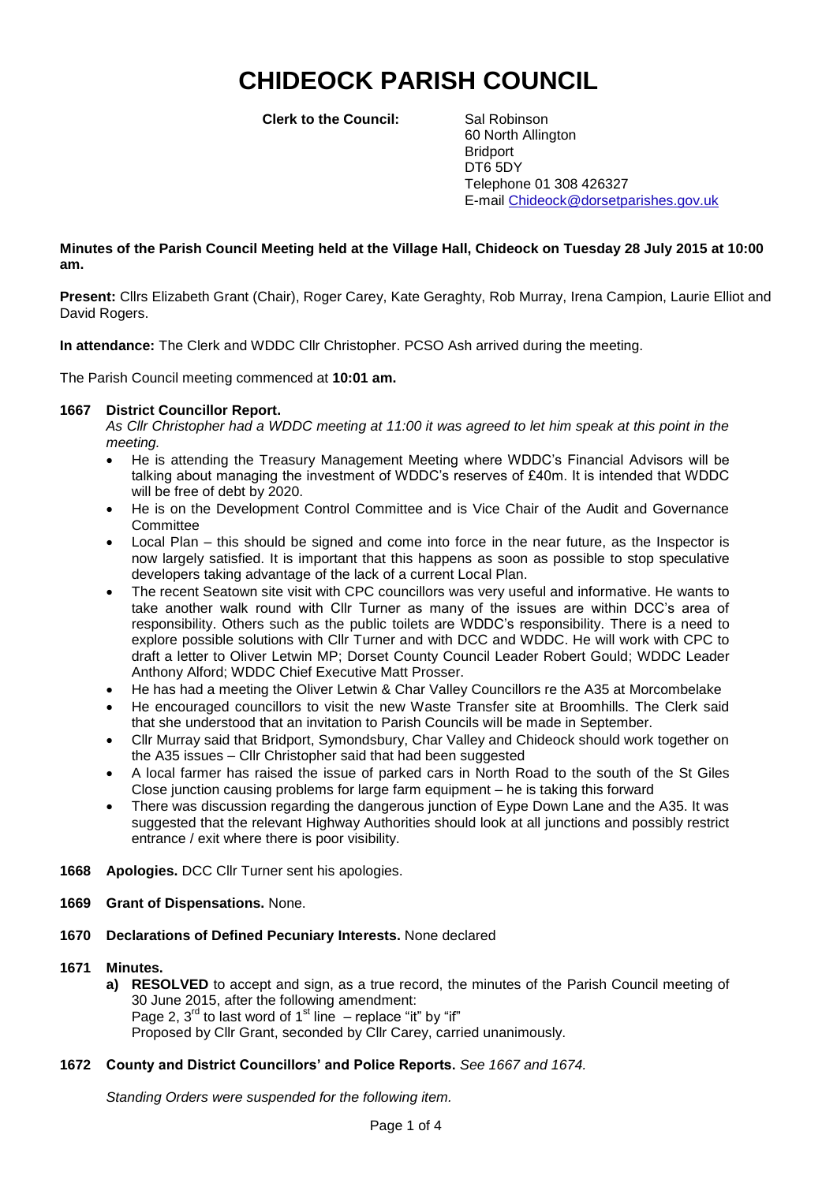# CHIDEOCK PARISH COUNCIL

**Clerk to the Council:** Sal Robinson
60 North Allington
Bridport
DT6 5DY
Telephone 01 308 426327
E-mail Chideock@dorsetparishes.gov.uk

**Minutes of the Parish Council Meeting held at the Village Hall, Chideock on Tuesday 28 July 2015 at 10:00 am.**

**Present:** Cllrs Elizabeth Grant (Chair), Roger Carey, Kate Geraghty, Rob Murray, Irena Campion, Laurie Elliot and David Rogers.

**In attendance:** The Clerk and WDDC Cllr Christopher. PCSO Ash arrived during the meeting.

The Parish Council meeting commenced at **10:01 am.**

**1667 District Councillor Report.**

*As Cllr Christopher had a WDDC meeting at 11:00 it was agreed to let him speak at this point in the meeting.*

- He is attending the Treasury Management Meeting where WDDC's Financial Advisors will be talking about managing the investment of WDDC's reserves of £40m. It is intended that WDDC will be free of debt by 2020.
- He is on the Development Control Committee and is Vice Chair of the Audit and Governance Committee
- Local Plan – this should be signed and come into force in the near future, as the Inspector is now largely satisfied. It is important that this happens as soon as possible to stop speculative developers taking advantage of the lack of a current Local Plan.
- The recent Seatown site visit with CPC councillors was very useful and informative. He wants to take another walk round with Cllr Turner as many of the issues are within DCC's area of responsibility. Others such as the public toilets are WDDC's responsibility. There is a need to explore possible solutions with Cllr Turner and with DCC and WDDC. He will work with CPC to draft a letter to Oliver Letwin MP; Dorset County Council Leader Robert Gould; WDDC Leader Anthony Alford; WDDC Chief Executive Matt Prosser.
- He has had a meeting the Oliver Letwin & Char Valley Councillors re the A35 at Morcombelake
- He encouraged councillors to visit the new Waste Transfer site at Broomhills. The Clerk said that she understood that an invitation to Parish Councils will be made in September.
- Cllr Murray said that Bridport, Symondsbury, Char Valley and Chideock should work together on the A35 issues – Cllr Christopher said that had been suggested
- A local farmer has raised the issue of parked cars in North Road to the south of the St Giles Close junction causing problems for large farm equipment – he is taking this forward
- There was discussion regarding the dangerous junction of Eype Down Lane and the A35. It was suggested that the relevant Highway Authorities should look at all junctions and possibly restrict entrance / exit where there is poor visibility.

**1668 Apologies.** DCC Cllr Turner sent his apologies.

**1669 Grant of Dispensations.** None.

**1670 Declarations of Defined Pecuniary Interests.** None declared

**1671 Minutes.**

**a) RESOLVED** to accept and sign, as a true record, the minutes of the Parish Council meeting of 30 June 2015, after the following amendment:
Page 2, 3rd to last word of 1st line – replace "it" by "if"
Proposed by Cllr Grant, seconded by Cllr Carey, carried unanimously.

**1672 County and District Councillors' and Police Reports.** *See 1667 and 1674.*

*Standing Orders were suspended for the following item.*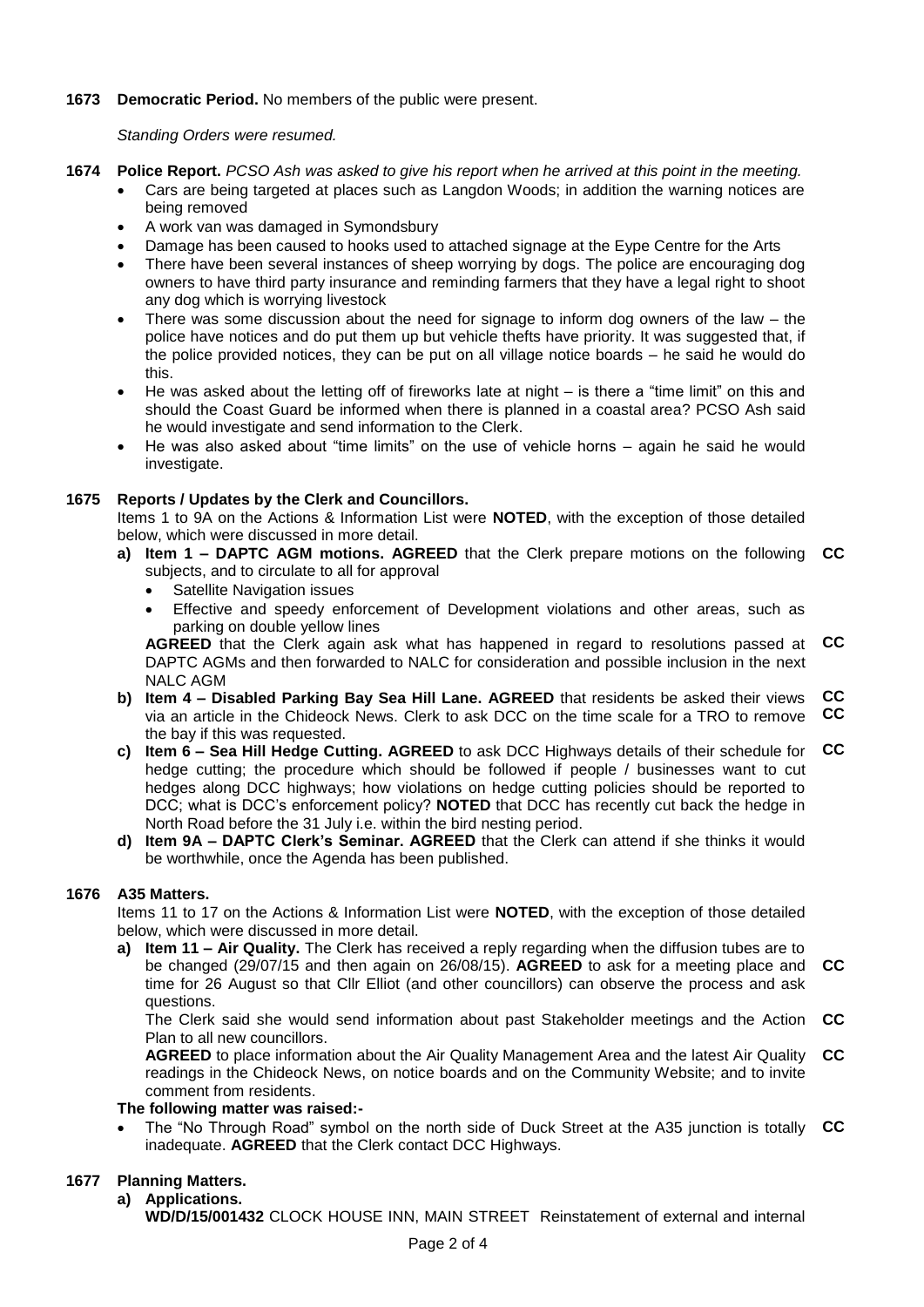**1673 Democratic Period.** No members of the public were present.

*Standing Orders were resumed.*

**1674 Police Report.** *PCSO Ash was asked to give his report when he arrived at this point in the meeting.*

- Cars are being targeted at places such as Langdon Woods; in addition the warning notices are being removed
- A work van was damaged in Symondsbury
- Damage has been caused to hooks used to attached signage at the Eype Centre for the Arts
- There have been several instances of sheep worrying by dogs. The police are encouraging dog owners to have third party insurance and reminding farmers that they have a legal right to shoot any dog which is worrying livestock
- There was some discussion about the need for signage to inform dog owners of the law – the police have notices and do put them up but vehicle thefts have priority. It was suggested that, if the police provided notices, they can be put on all village notice boards – he said he would do this.
- He was asked about the letting off of fireworks late at night – is there a "time limit" on this and should the Coast Guard be informed when there is planned in a coastal area? PCSO Ash said he would investigate and send information to the Clerk.
- He was also asked about "time limits" on the use of vehicle horns – again he said he would investigate.

**1675 Reports / Updates by the Clerk and Councillors.**

Items 1 to 9A on the Actions & Information List were **NOTED**, with the exception of those detailed below, which were discussed in more detail.

**a) Item 1 – DAPTC AGM motions. AGREED** that the Clerk prepare motions on the following subjects, and to circulate to all for approval **CC**

- Satellite Navigation issues
- Effective and speedy enforcement of Development violations and other areas, such as parking on double yellow lines

**AGREED** that the Clerk again ask what has happened in regard to resolutions passed at DAPTC AGMs and then forwarded to NALC for consideration and possible inclusion in the next NALC AGM **CC**

**b) Item 4 – Disabled Parking Bay Sea Hill Lane. AGREED** that residents be asked their views via an article in the Chideock News. Clerk to ask DCC on the time scale for a TRO to remove the bay if this was requested. **CC CC**

**c) Item 6 – Sea Hill Hedge Cutting. AGREED** to ask DCC Highways details of their schedule for hedge cutting; the procedure which should be followed if people / businesses want to cut hedges along DCC highways; how violations on hedge cutting policies should be reported to DCC; what is DCC's enforcement policy? **NOTED** that DCC has recently cut back the hedge in North Road before the 31 July i.e. within the bird nesting period. **CC**

**d) Item 9A – DAPTC Clerk's Seminar. AGREED** that the Clerk can attend if she thinks it would be worthwhile, once the Agenda has been published.

**1676 A35 Matters.**

Items 11 to 17 on the Actions & Information List were **NOTED**, with the exception of those detailed below, which were discussed in more detail.

**a) Item 11 – Air Quality.** The Clerk has received a reply regarding when the diffusion tubes are to be changed (29/07/15 and then again on 26/08/15). **AGREED** to ask for a meeting place and time for 26 August so that Cllr Elliot (and other councillors) can observe the process and ask questions. **CC**

The Clerk said she would send information about past Stakeholder meetings and the Action Plan to all new councillors. **CC**

**AGREED** to place information about the Air Quality Management Area and the latest Air Quality readings in the Chideock News, on notice boards and on the Community Website; and to invite comment from residents. **CC**

**The following matter was raised:-**

- The "No Through Road" symbol on the north side of Duck Street at the A35 junction is totally inadequate. **AGREED** that the Clerk contact DCC Highways. **CC**

**1677 Planning Matters.**

**a) Applications.**

**WD/D/15/001432** CLOCK HOUSE INN, MAIN STREET Reinstatement of external and internal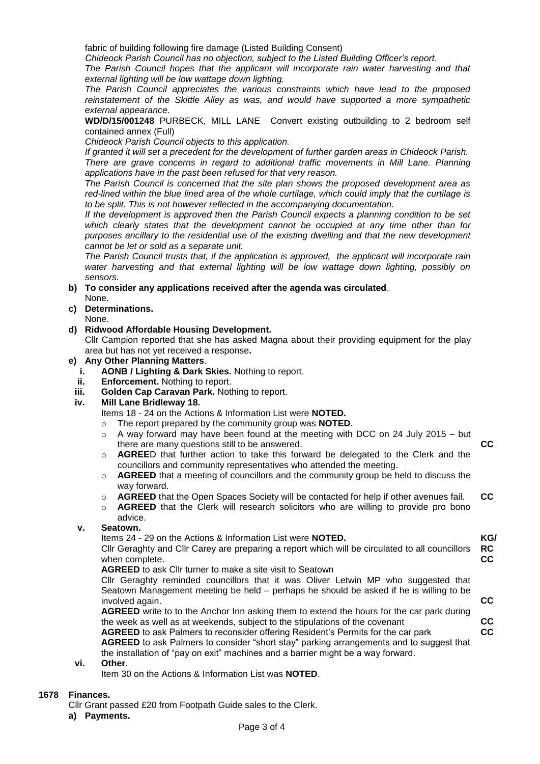fabric of building following fire damage (Listed Building Consent)

*Chideock Parish Council has no objection, subject to the Listed Building Officer's report.*

*The Parish Council hopes that the applicant will incorporate rain water harvesting and that external lighting will be low wattage down lighting.*

*The Parish Council appreciates the various constraints which have lead to the proposed reinstatement of the Skittle Alley as was, and would have supported a more sympathetic external appearance.*

**WD/D/15/001248** PURBECK, MILL LANE Convert existing outbuilding to 2 bedroom self contained annex (Full)

*Chideock Parish Council objects to this application.*

*If granted it will set a precedent for the development of further garden areas in Chideock Parish.*

*There are grave concerns in regard to additional traffic movements in Mill Lane. Planning applications have in the past been refused for that very reason.*

*The Parish Council is concerned that the site plan shows the proposed development area as red-lined within the blue lined area of the whole curtilage, which could imply that the curtilage is to be split. This is not however reflected in the accompanying documentation.*

*If the development is approved then the Parish Council expects a planning condition to be set which clearly states that the development cannot be occupied at any time other than for purposes ancillary to the residential use of the existing dwelling and that the new development cannot be let or sold as a separate unit.*

*The Parish Council trusts that, if the application is approved, the applicant will incorporate rain water harvesting and that external lighting will be low wattage down lighting, possibly on sensors.*

**b) To consider any applications received after the agenda was circulated**.

None.

**c) Determinations.**

None.

**d) Ridwood Affordable Housing Development.**

Cllr Campion reported that she has asked Magna about their providing equipment for the play area but has not yet received a response**.**

**e) Any Other Planning Matters**.

i. **AONB / Lighting & Dark Skies.** Nothing to report.

ii. **Enforcement.** Nothing to report.

iii. **Golden Cap Caravan Park.** Nothing to report.

iv. **Mill Lane Bridleway 18.**

Items 18 - 24 on the Actions & Information List were **NOTED.**

- The report prepared by the community group was **NOTED**.
- A way forward may have been found at the meeting with DCC on 24 July 2015 – but there are many questions still to be answered. **CC**
- **AGREE**D that further action to take this forward be delegated to the Clerk and the councillors and community representatives who attended the meeting.
- **AGREED** that a meeting of councillors and the community group be held to discuss the way forward.
- **AGREED** that the Open Spaces Society will be contacted for help if other avenues fail. **CC**
- **AGREED** that the Clerk will research solicitors who are willing to provide pro bono advice.

v. **Seatown.**

Items 24 - 29 on the Actions & Information List were **NOTED.**

Cllr Geraghty and Cllr Carey are preparing a report which will be circulated to all councillors when complete. **KG/ RC**

**AGREED** to ask Cllr turner to make a site visit to Seatown **CC**

Cllr Geraghty reminded councillors that it was Oliver Letwin MP who suggested that Seatown Management meeting be held – perhaps he should be asked if he is willing to be involved again. **CC**

**AGREED** write to to the Anchor Inn asking them to extend the hours for the car park during the week as well as at weekends, subject to the stipulations of the covenant **CC**

**AGREED** to ask Palmers to reconsider offering Resident's Permits for the car park **CC**

**AGREED** to ask Palmers to consider "short stay" parking arrangements and to suggest that the installation of "pay on exit" machines and a barrier might be a way forward.

vi. **Other.**

Item 30 on the Actions & Information List was **NOTED**.

## 1678 Finances.

Cllr Grant passed £20 from Footpath Guide sales to the Clerk.

**a) Payments.**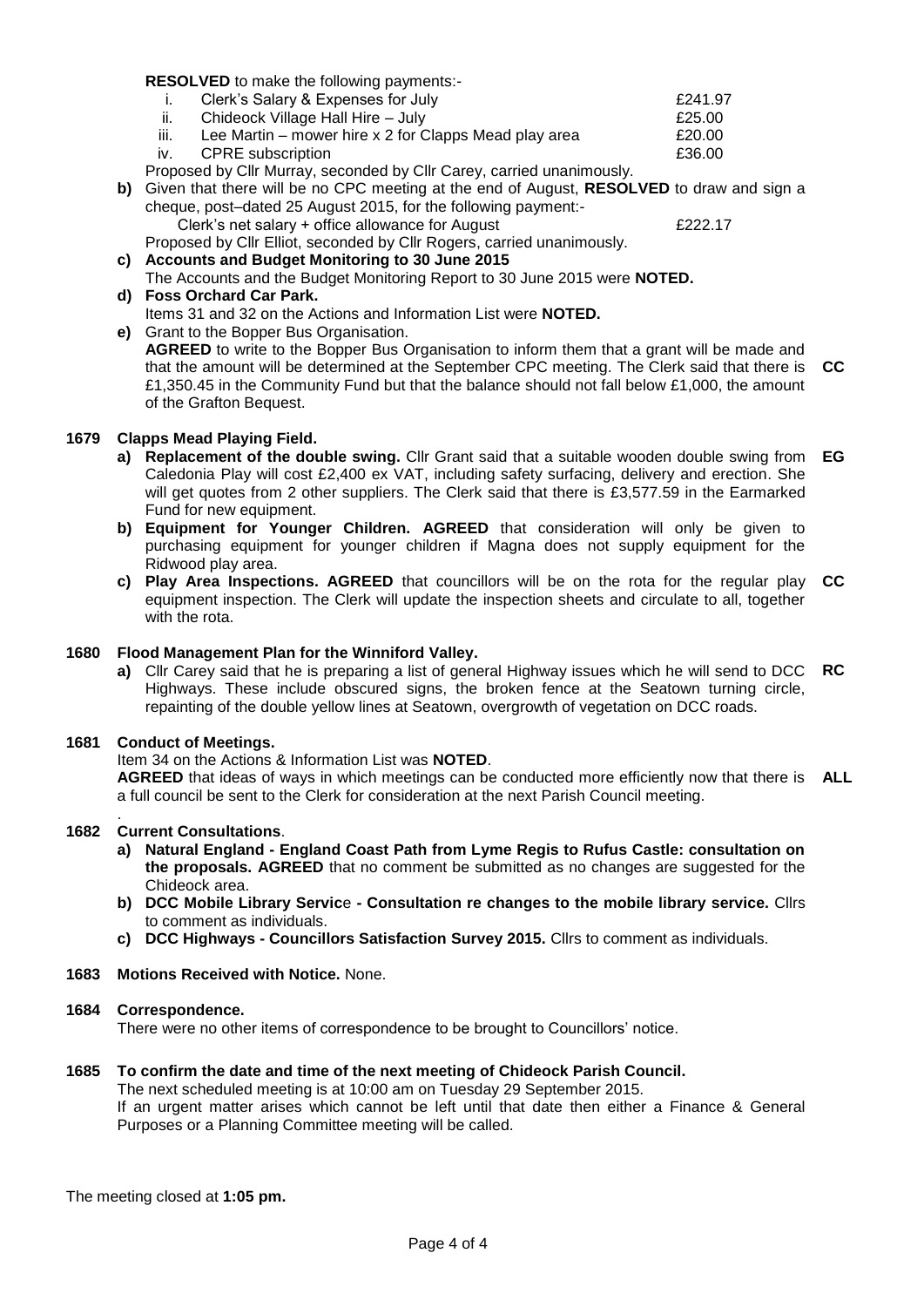**RESOLVED** to make the following payments:-

| | | |
|---|---|---|
| i. | Clerk's Salary & Expenses for July | £241.97 |
| ii. | Chideock Village Hall Hire – July | £25.00 |
| iii. | Lee Martin – mower hire x 2 for Clapps Mead play area | £20.00 |
| iv. | CPRE subscription | £36.00 |

Proposed by Cllr Murray, seconded by Cllr Carey, carried unanimously.

**b)** Given that there will be no CPC meeting at the end of August, **RESOLVED** to draw and sign a cheque, post–dated 25 August 2015, for the following payment:-

Clerk's net salary + office allowance for August £222.17

Proposed by Cllr Elliot, seconded by Cllr Rogers, carried unanimously.

**c) Accounts and Budget Monitoring to 30 June 2015**

The Accounts and the Budget Monitoring Report to 30 June 2015 were **NOTED.**

**d) Foss Orchard Car Park.**

Items 31 and 32 on the Actions and Information List were **NOTED.**

**e)** Grant to the Bopper Bus Organisation.

**AGREED** to write to the Bopper Bus Organisation to inform them that a grant will be made and that the amount will be determined at the September CPC meeting. The Clerk said that there is £1,350.45 in the Community Fund but that the balance should not fall below £1,000, the amount of the Grafton Bequest. **CC**

**1679 Clapps Mead Playing Field.**

**a) Replacement of the double swing.** Cllr Grant said that a suitable wooden double swing from Caledonia Play will cost £2,400 ex VAT, including safety surfacing, delivery and erection. She will get quotes from 2 other suppliers. The Clerk said that there is £3,577.59 in the Earmarked Fund for new equipment. **EG**

**b) Equipment for Younger Children. AGREED** that consideration will only be given to purchasing equipment for younger children if Magna does not supply equipment for the Ridwood play area.

**c) Play Area Inspections. AGREED** that councillors will be on the rota for the regular play equipment inspection. The Clerk will update the inspection sheets and circulate to all, together with the rota. **CC**

**1680 Flood Management Plan for the Winniford Valley.**

**a)** Cllr Carey said that he is preparing a list of general Highway issues which he will send to DCC Highways. These include obscured signs, the broken fence at the Seatown turning circle, repainting of the double yellow lines at Seatown, overgrowth of vegetation on DCC roads. **RC**

**1681 Conduct of Meetings.**

Item 34 on the Actions & Information List was **NOTED**.

**AGREED** that ideas of ways in which meetings can be conducted more efficiently now that there is a full council be sent to the Clerk for consideration at the next Parish Council meeting. **ALL**

.

**1682 Current Consultations**.

**a) Natural England - England Coast Path from Lyme Regis to Rufus Castle: consultation on the proposals. AGREED** that no comment be submitted as no changes are suggested for the Chideock area.

**b) DCC Mobile Library Servic**e **- Consultation re changes to the mobile library service.** Cllrs to comment as individuals.

**c) DCC Highways - Councillors Satisfaction Survey 2015.** Cllrs to comment as individuals.

**1683 Motions Received with Notice.** None.

**1684 Correspondence.**

There were no other items of correspondence to be brought to Councillors' notice.

**1685 To confirm the date and time of the next meeting of Chideock Parish Council.**

The next scheduled meeting is at 10:00 am on Tuesday 29 September 2015.

If an urgent matter arises which cannot be left until that date then either a Finance & General Purposes or a Planning Committee meeting will be called.

The meeting closed at **1:05 pm.**